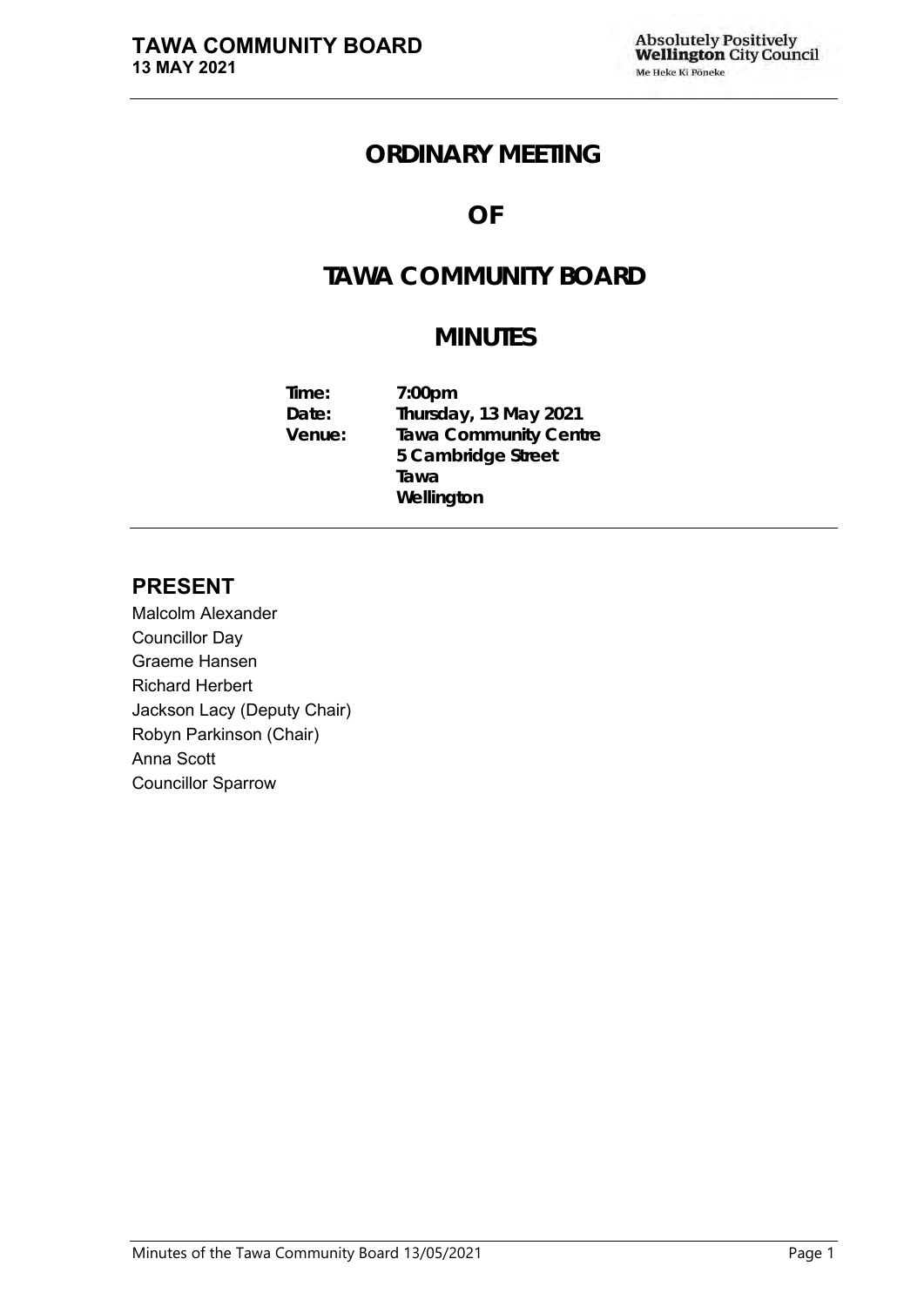# ORDINARY MEETING

# OF

# TAWA COMMUNITY BOARD

# MINUTES

**Time:** 7:00pm
**Date:** Thursday, 13 May 2021
**Venue:** Tawa Community Centre
5 Cambridge Street
Tawa
Wellington

## PRESENT

Malcolm Alexander
Councillor Day
Graeme Hansen
Richard Herbert
Jackson Lacy (Deputy Chair)
Robyn Parkinson (Chair)
Anna Scott
Councillor Sparrow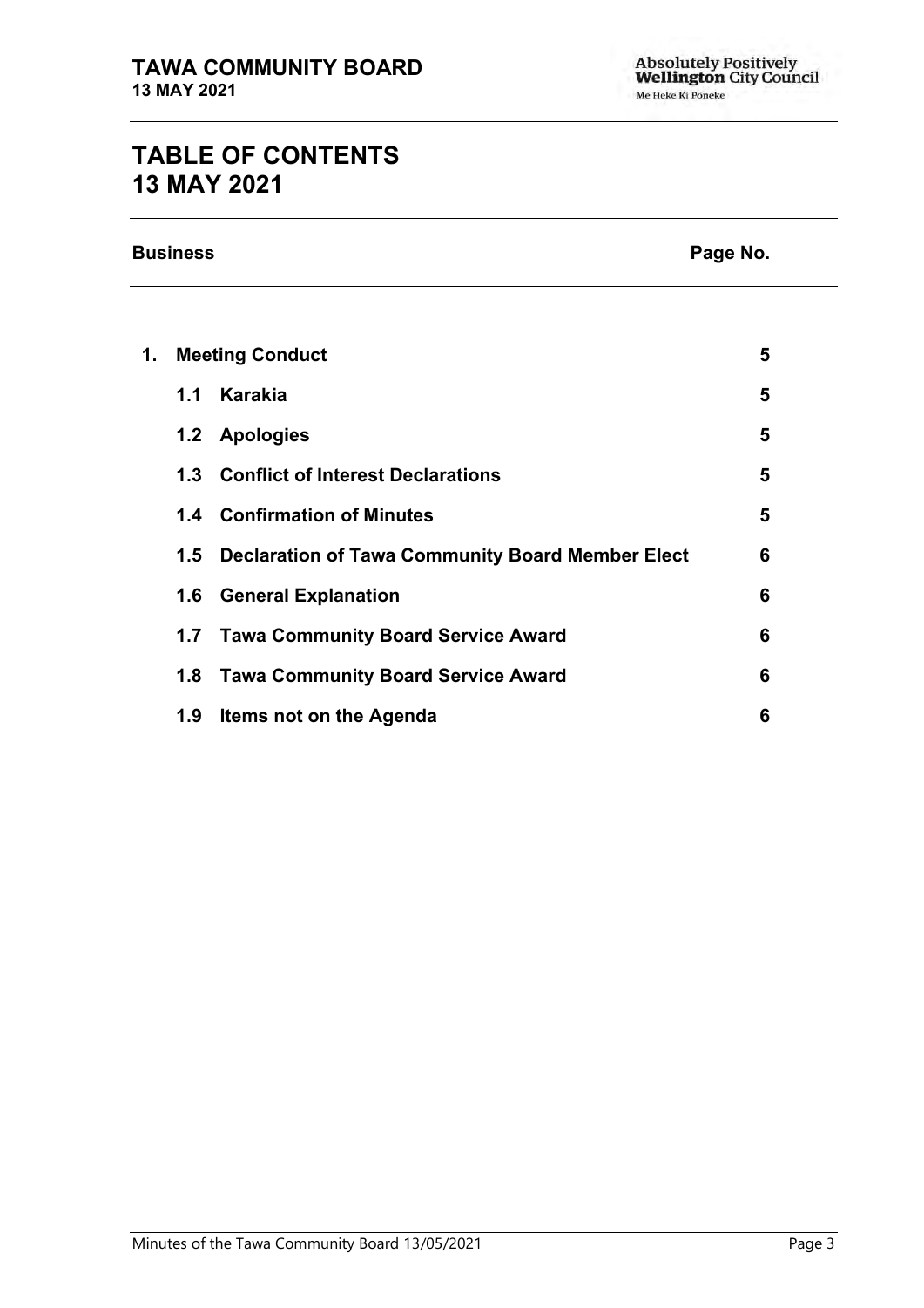# TABLE OF CONTENTS
# 13 MAY 2021

| Business | | Page No. |
|---|---|---|
| **1.** | **Meeting Conduct** | **5** |
| **1.1** | **Karakia** | **5** |
| **1.2** | **Apologies** | **5** |
| **1.3** | **Conflict of Interest Declarations** | **5** |
| **1.4** | **Confirmation of Minutes** | **5** |
| **1.5** | **Declaration of Tawa Community Board Member Elect** | **6** |
| **1.6** | **General Explanation** | **6** |
| **1.7** | **Tawa Community Board Service Award** | **6** |
| **1.8** | **Tawa Community Board Service Award** | **6** |
| **1.9** | **Items not on the Agenda** | **6** |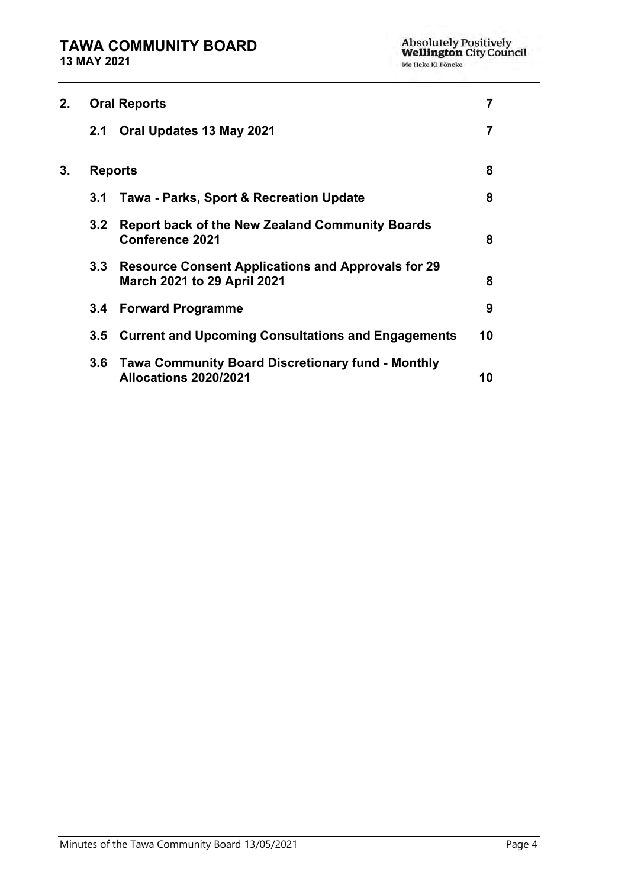| | | |
|---|---|---|
| **2.** | **Oral Reports** | **7** |
| | **2.1 Oral Updates 13 May 2021** | **7** |
| **3.** | **Reports** | **8** |
| | **3.1 Tawa - Parks, Sport & Recreation Update** | **8** |
| | **3.2 Report back of the New Zealand Community Boards Conference 2021** | **8** |
| | **3.3 Resource Consent Applications and Approvals for 29 March 2021 to 29 April 2021** | **8** |
| | **3.4 Forward Programme** | **9** |
| | **3.5 Current and Upcoming Consultations and Engagements** | **10** |
| | **3.6 Tawa Community Board Discretionary fund - Monthly Allocations 2020/2021** | **10** |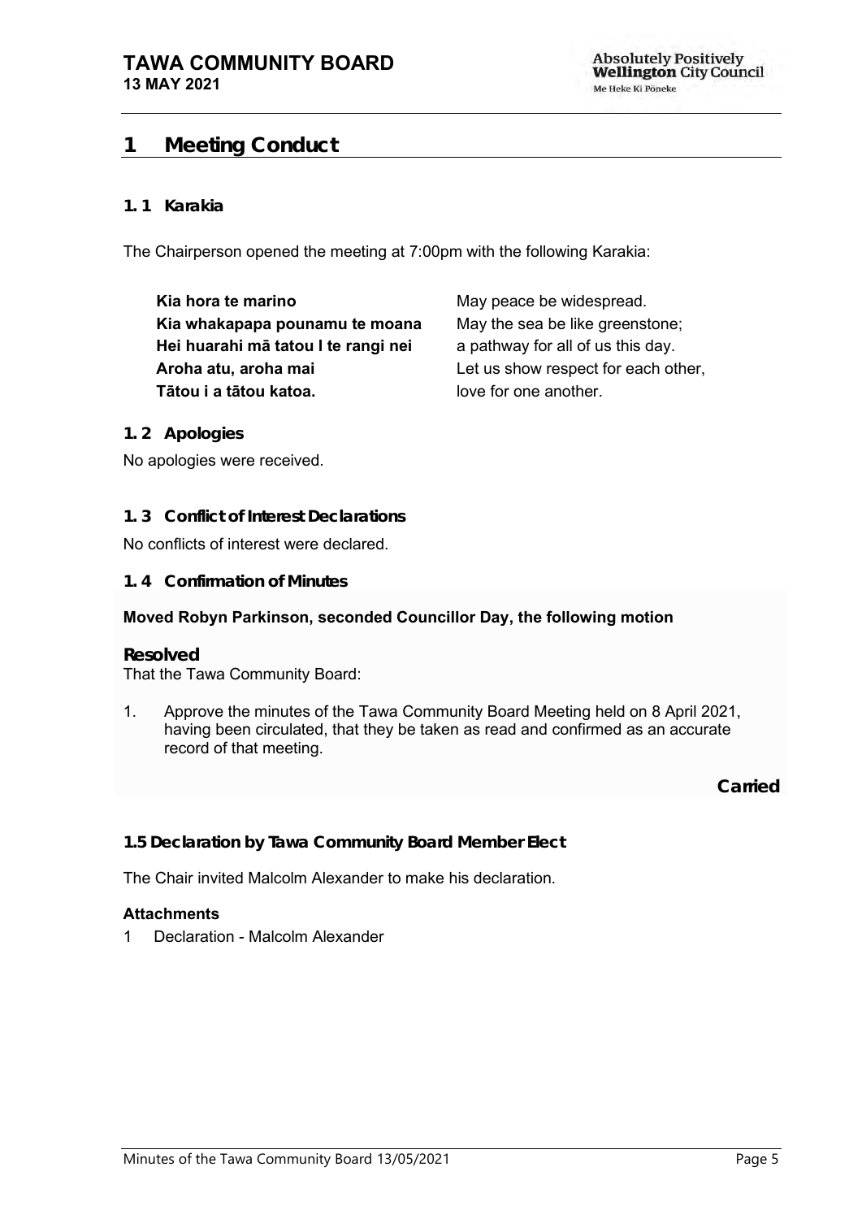# 1 Meeting Conduct

## 1. 1 Karakia

The Chairperson opened the meeting at 7:00pm with the following Karakia:

| | |
|---|---|
| **Kia hora te marino** | May peace be widespread. |
| **Kia whakapapa pounamu te moana** | May the sea be like greenstone; |
| **Hei huarahi mā tatou I te rangi nei** | a pathway for all of us this day. |
| **Aroha atu, aroha mai** | Let us show respect for each other, |
| **Tātou i a tātou katoa.** | love for one another. |

## 1. 2 Apologies

No apologies were received.

## 1. 3 Conflict of Interest Declarations

No conflicts of interest were declared.

## 1. 4 Confirmation of Minutes

**Moved Robyn Parkinson, seconded Councillor Day, the following motion**

### Resolved

That the Tawa Community Board:

1. Approve the minutes of the Tawa Community Board Meeting held on 8 April 2021, having been circulated, that they be taken as read and confirmed as an accurate record of that meeting.

**Carried**

## 1.5 Declaration by Tawa Community Board Member Elect

The Chair invited Malcolm Alexander to make his declaration.

**Attachments**

1 Declaration - Malcolm Alexander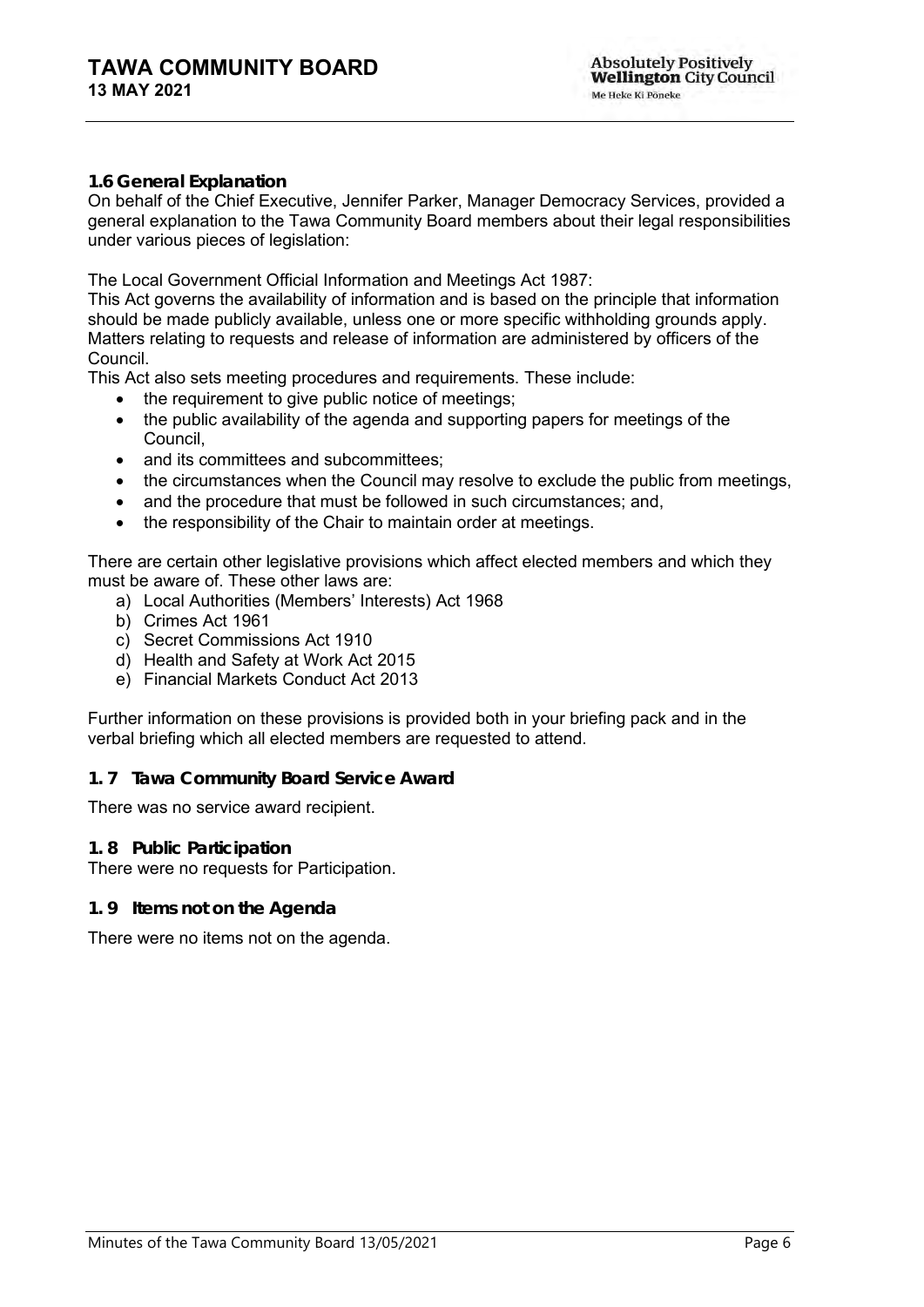### 1.6 General Explanation

On behalf of the Chief Executive, Jennifer Parker, Manager Democracy Services, provided a general explanation to the Tawa Community Board members about their legal responsibilities under various pieces of legislation:

The Local Government Official Information and Meetings Act 1987:

This Act governs the availability of information and is based on the principle that information should be made publicly available, unless one or more specific withholding grounds apply. Matters relating to requests and release of information are administered by officers of the Council.

This Act also sets meeting procedures and requirements. These include:

- the requirement to give public notice of meetings;
- the public availability of the agenda and supporting papers for meetings of the Council,
- and its committees and subcommittees;
- the circumstances when the Council may resolve to exclude the public from meetings,
- and the procedure that must be followed in such circumstances; and,
- the responsibility of the Chair to maintain order at meetings.

There are certain other legislative provisions which affect elected members and which they must be aware of. These other laws are:

a) Local Authorities (Members' Interests) Act 1968
b) Crimes Act 1961
c) Secret Commissions Act 1910
d) Health and Safety at Work Act 2015
e) Financial Markets Conduct Act 2013

Further information on these provisions is provided both in your briefing pack and in the verbal briefing which all elected members are requested to attend.

### 1. 7 Tawa Community Board Service Award

There was no service award recipient.

### 1. 8 Public Participation

There were no requests for Participation.

### 1. 9 Items not on the Agenda

There were no items not on the agenda.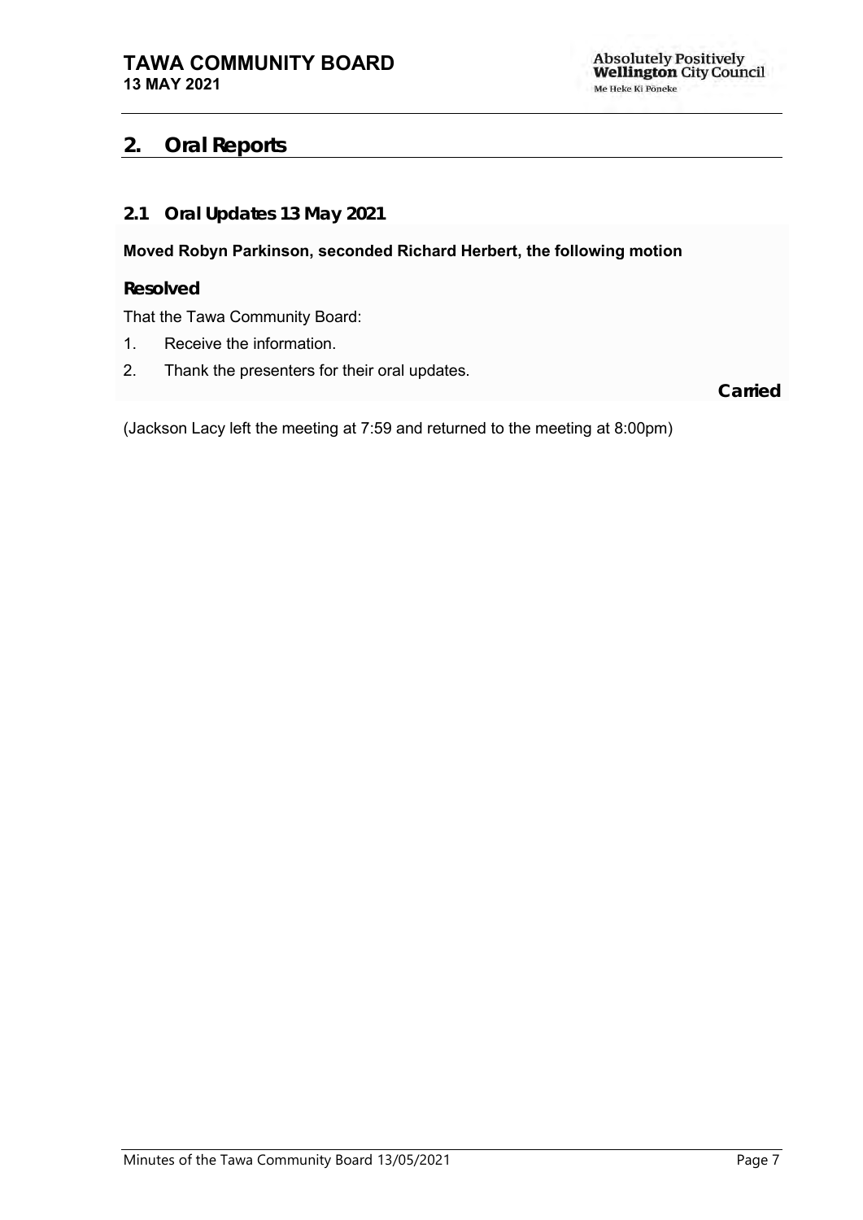## 2. Oral Reports

### 2.1 Oral Updates 13 May 2021

**Moved Robyn Parkinson, seconded Richard Herbert, the following motion**

**Resolved**

That the Tawa Community Board:

1. Receive the information.
2. Thank the presenters for their oral updates.

**Carried**

(Jackson Lacy left the meeting at 7:59 and returned to the meeting at 8:00pm)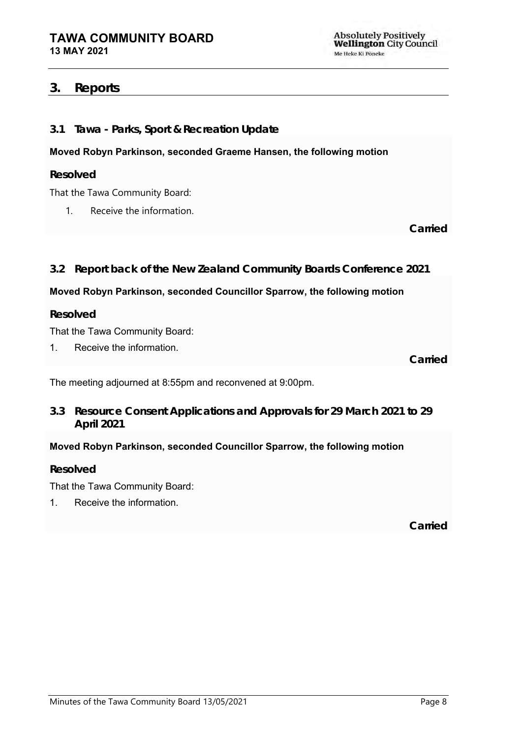## 3. Reports

### 3.1 Tawa - Parks, Sport & Recreation Update

**Moved Robyn Parkinson, seconded Graeme Hansen, the following motion**

**Resolved**

That the Tawa Community Board:

1. Receive the information.

**Carried**

### 3.2 Report back of the New Zealand Community Boards Conference 2021

**Moved Robyn Parkinson, seconded Councillor Sparrow, the following motion**

**Resolved**

That the Tawa Community Board:

1. Receive the information.

**Carried**

The meeting adjourned at 8:55pm and reconvened at 9:00pm.

### 3.3 Resource Consent Applications and Approvals for 29 March 2021 to 29 April 2021

**Moved Robyn Parkinson, seconded Councillor Sparrow, the following motion**

**Resolved**

That the Tawa Community Board:

1. Receive the information.

**Carried**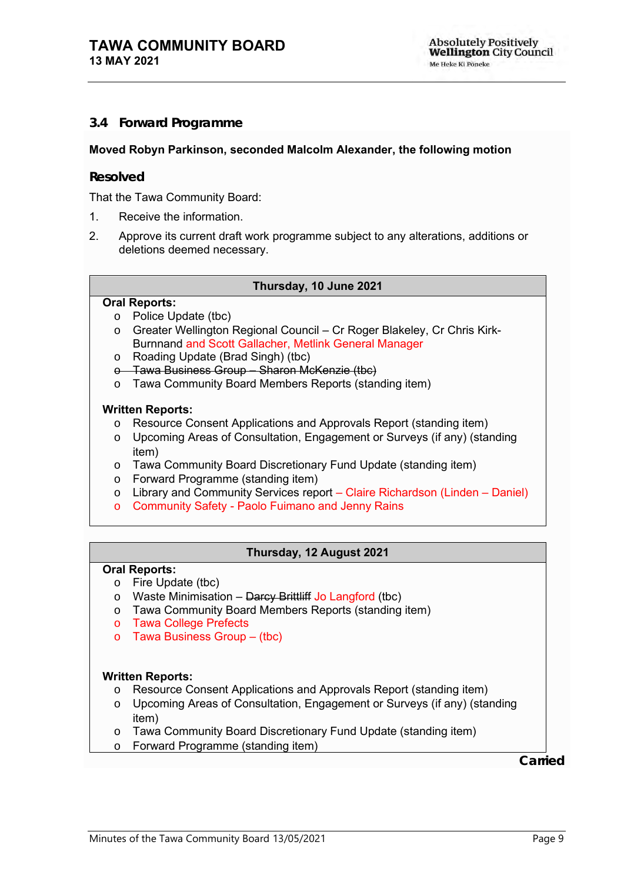### 3.4 Forward Programme

**Moved Robyn Parkinson, seconded Malcolm Alexander, the following motion**

#### Resolved

That the Tawa Community Board:

1. Receive the information.
2. Approve its current draft work programme subject to any alterations, additions or deletions deemed necessary.

| Thursday, 10 June 2021 |
|---|
| **Oral Reports:**<br>o Police Update (tbc)<br>o Greater Wellington Regional Council – Cr Roger Blakeley, Cr Chris Kirk-Burnnand and Scott Gallacher, Metlink General Manager<br>o Roading Update (Brad Singh) (tbc)<br>o ~~Tawa Business Group – Sharon McKenzie (tbc)~~<br>o Tawa Community Board Members Reports (standing item)<br><br>**Written Reports:**<br>o Resource Consent Applications and Approvals Report (standing item)<br>o Upcoming Areas of Consultation, Engagement or Surveys (if any) (standing item)<br>o Tawa Community Board Discretionary Fund Update (standing item)<br>o Forward Programme (standing item)<br>o Library and Community Services report – Claire Richardson (Linden – Daniel)<br>o Community Safety - Paolo Fuimano and Jenny Rains |

| Thursday, 12 August 2021 |
|---|
| **Oral Reports:**<br>o Fire Update (tbc)<br>o Waste Minimisation – ~~Darcy Brittliff~~ Jo Langford (tbc)<br>o Tawa Community Board Members Reports (standing item)<br>o Tawa College Prefects<br>o Tawa Business Group – (tbc)<br><br>**Written Reports:**<br>o Resource Consent Applications and Approvals Report (standing item)<br>o Upcoming Areas of Consultation, Engagement or Surveys (if any) (standing item)<br>o Tawa Community Board Discretionary Fund Update (standing item)<br>o Forward Programme (standing item) |

**Carried**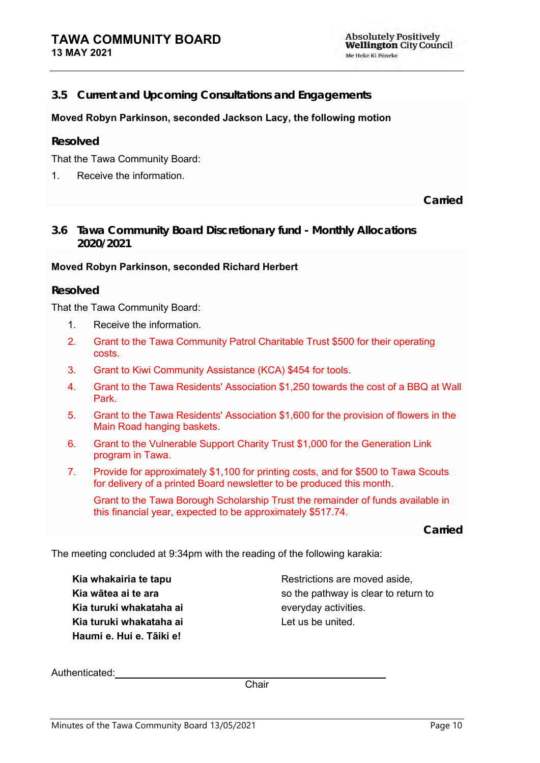### 3.5 Current and Upcoming Consultations and Engagements

**Moved Robyn Parkinson, seconded Jackson Lacy, the following motion**

**Resolved**

That the Tawa Community Board:

1. Receive the information.

**Carried**

### 3.6 Tawa Community Board Discretionary fund - Monthly Allocations 2020/2021

**Moved Robyn Parkinson, seconded Richard Herbert**

**Resolved**

That the Tawa Community Board:

1. Receive the information.
2. Grant to the Tawa Community Patrol Charitable Trust $500 for their operating costs.
3. Grant to Kiwi Community Assistance (KCA) $454 for tools.
4. Grant to the Tawa Residents' Association $1,250 towards the cost of a BBQ at Wall Park.
5. Grant to the Tawa Residents' Association $1,600 for the provision of flowers in the Main Road hanging baskets.
6. Grant to the Vulnerable Support Charity Trust $1,000 for the Generation Link program in Tawa.
7. Provide for approximately $1,100 for printing costs, and for $500 to Tawa Scouts for delivery of a printed Board newsletter to be produced this month.

   Grant to the Tawa Borough Scholarship Trust the remainder of funds available in this financial year, expected to be approximately $517.74.

**Carried**

The meeting concluded at 9:34pm with the reading of the following karakia:

| | |
|---|---|
| **Kia whakairia te tapu** | Restrictions are moved aside, |
| **Kia wātea ai te ara** | so the pathway is clear to return to |
| **Kia turuki whakataha ai** | everyday activities. |
| **Kia turuki whakataha ai** | Let us be united. |
| **Haumi e. Hui e. Tāiki e!** | |

Authenticated: ______________________________

Chair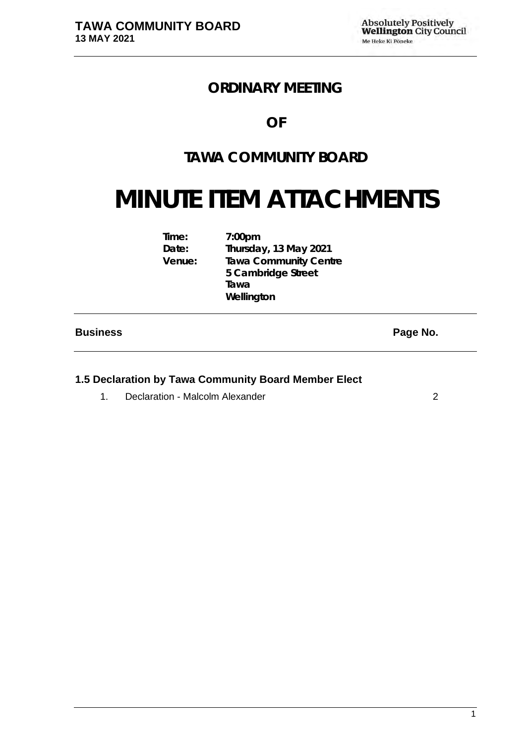# ORDINARY MEETING

# OF

# TAWA COMMUNITY BOARD

# MINUTE ITEM ATTACHMENTS

**Time:** 7:00pm
**Date:** Thursday, 13 May 2021
**Venue:** Tawa Community Centre
5 Cambridge Street
Tawa
Wellington

| Business | Page No. |
|---|---|
| **1.5 Declaration by Tawa Community Board Member Elect** | |
| 1. Declaration - Malcolm Alexander | 2 |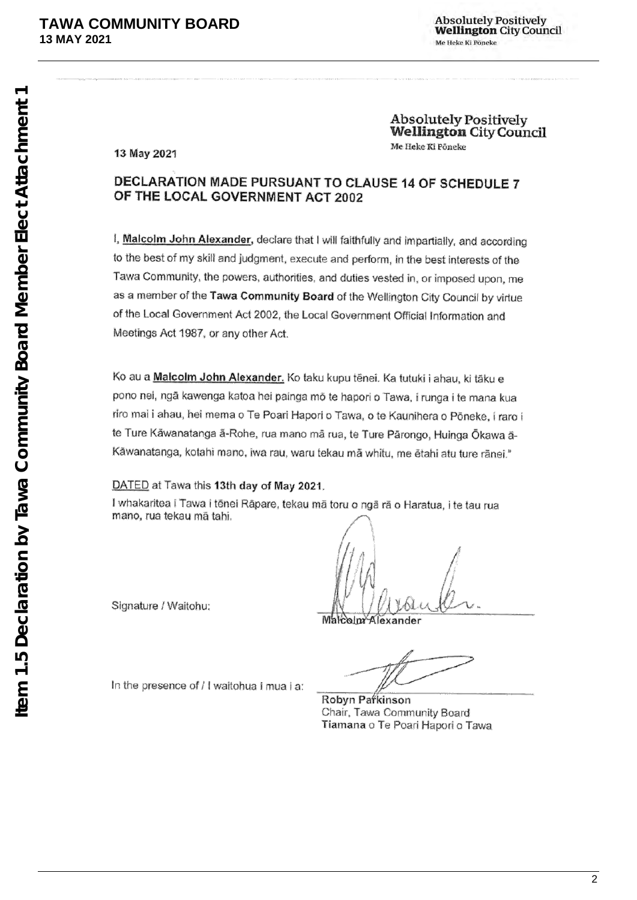Absolutely Positively **Wellington** City Council
Me Heke Ki Pōneke

13 May 2021

## DECLARATION MADE PURSUANT TO CLAUSE 14 OF SCHEDULE 7 OF THE LOCAL GOVERNMENT ACT 2002

I, **Malcolm John Alexander**, declare that I will faithfully and impartially, and according to the best of my skill and judgment, execute and perform, in the best interests of the Tawa Community, the powers, authorities, and duties vested in, or imposed upon, me as a member of the **Tawa Community Board** of the Wellington City Council by virtue of the Local Government Act 2002, the Local Government Official Information and Meetings Act 1987, or any other Act.

Ko au a **Malcolm John Alexander.** Ko taku kupu tēnei. Ka tutuki i ahau, ki tāku e pono nei, ngā kawenga katoa hei painga mō te hapori o Tawa, i runga i te mana kua riro mai i ahau, hei mema o Te Poari Hapori o Tawa, o te Kaunihera o Pōneke, i raro i te Ture Kāwanatanga ā-Rohe, rua mano mā rua, te Ture Pārongo, Huinga Ōkawa ā-Kāwanatanga, kotahi mano, iwa rau, waru tekau mā whitu, me ētahi atu ture rānei."

DATED at Tawa this **13th day of May 2021**.

I whakaritea i Tawa i tēnei Rāpare, tekau mā toru o ngā rā o Haratua, i te tau rua mano, rua tekau mā tahi.

Signature / Waitohu:

Malcolm Alexander

In the presence of / I waitohua i mua i a:

Robyn Parkinson
Chair, Tawa Community Board
**Tiamana** o Te Poari Hapori o Tawa